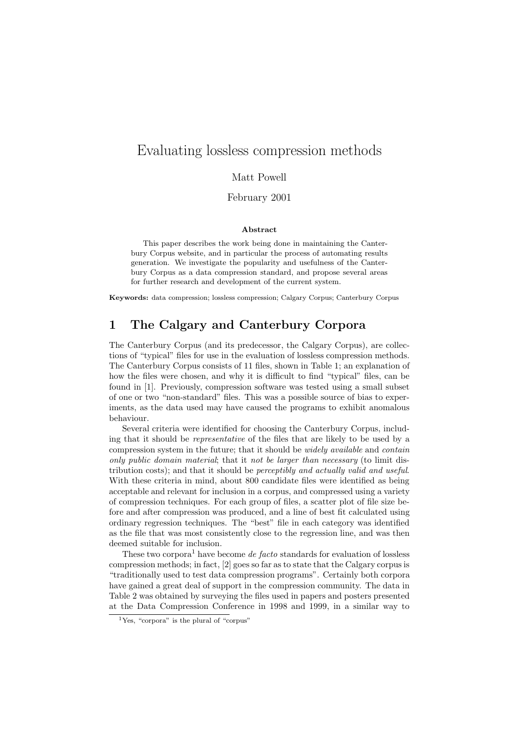# Evaluating lossless compression methods

Matt Powell

February 2001

**Abstract**

This paper describes the work being done in maintaining the Canterbury Corpus website, and in particular the process of automating results generation. We investigate the popularity and usefulness of the Canterbury Corpus as a data compression standard, and propose several areas for further research and development of the current system.

**Keywords:** data compression; lossless compression; Calgary Corpus; Canterbury Corpus

## 1 The Calgary and Canterbury Corpora

The Canterbury Corpus (and its predecessor, the Calgary Corpus), are collections of "typical" files for use in the evaluation of lossless compression methods. The Canterbury Corpus consists of 11 files, shown in Table 1; an explanation of how the files were chosen, and why it is difficult to find "typical" files, can be found in [1]. Previously, compression software was tested using a small subset of one or two "non-standard" files. This was a possible source of bias to experiments, as the data used may have caused the programs to exhibit anomalous behaviour.

Several criteria were identified for choosing the Canterbury Corpus, including that it should be *representative* of the files that are likely to be used by a compression system in the future; that it should be *widely available* and *contain only public domain material*; that it *not be larger than necessary* (to limit distribution costs); and that it should be *perceptibly and actually valid and useful*. With these criteria in mind, about 800 candidate files were identified as being acceptable and relevant for inclusion in a corpus, and compressed using a variety of compression techniques. For each group of files, a scatter plot of file size before and after compression was produced, and a line of best fit calculated using ordinary regression techniques. The "best" file in each category was identified as the file that was most consistently close to the regression line, and was then deemed suitable for inclusion.

These two corpora[1] have become *de facto* standards for evaluation of lossless compression methods; in fact, [2] goes so far as to state that the Calgary corpus is "traditionally used to test data compression programs". Certainly both corpora have gained a great deal of support in the compression community. The data in Table 2 was obtained by surveying the files used in papers and posters presented at the Data Compression Conference in 1998 and 1999, in a similar way to

[1] Yes, "corpora" is the plural of "corpus"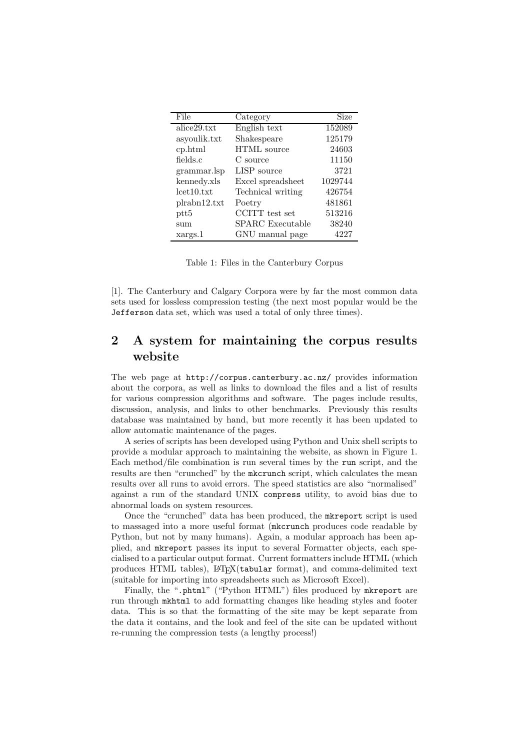| File | Category | Size |
|---|---|---|
| alice29.txt | English text | 152089 |
| asyoulik.txt | Shakespeare | 125179 |
| cp.html | HTML source | 24603 |
| fields.c | C source | 11150 |
| grammar.lsp | LISP source | 3721 |
| kennedy.xls | Excel spreadsheet | 1029744 |
| lcet10.txt | Technical writing | 426754 |
| plrabn12.txt | Poetry | 481861 |
| ptt5 | CCITT test set | 513216 |
| sum | SPARC Executable | 38240 |
| xargs.1 | GNU manual page | 4227 |

Table 1: Files in the Canterbury Corpus

[1]. The Canterbury and Calgary Corpora were by far the most common data sets used for lossless compression testing (the next most popular would be the `Jefferson` data set, which was used a total of only three times).

## 2 A system for maintaining the corpus results website

The web page at `http://corpus.canterbury.ac.nz/` provides information about the corpora, as well as links to download the files and a list of results for various compression algorithms and software. The pages include results, discussion, analysis, and links to other benchmarks. Previously this results database was maintained by hand, but more recently it has been updated to allow automatic maintenance of the pages.

A series of scripts has been developed using Python and Unix shell scripts to provide a modular approach to maintaining the website, as shown in Figure 1. Each method/file combination is run several times by the `run` script, and the results are then "crunched" by the `mkcrunch` script, which calculates the mean results over all runs to avoid errors. The speed statistics are also "normalised" against a run of the standard UNIX `compress` utility, to avoid bias due to abnormal loads on system resources.

Once the "crunched" data has been produced, the `mkreport` script is used to massaged into a more useful format (`mkcrunch` produces code readable by Python, but not by many humans). Again, a modular approach has been applied, and `mkreport` passes its input to several Formatter objects, each specialised to a particular output format. Current formatters include HTML (which produces HTML tables), LaTeX(`tabular` format), and comma-delimited text (suitable for importing into spreadsheets such as Microsoft Excel).

Finally, the "`.phtml`" ("Python HTML") files produced by `mkreport` are run through `mkhtml` to add formatting changes like heading styles and footer data. This is so that the formatting of the site may be kept separate from the data it contains, and the look and feel of the site can be updated without re-running the compression tests (a lengthy process!)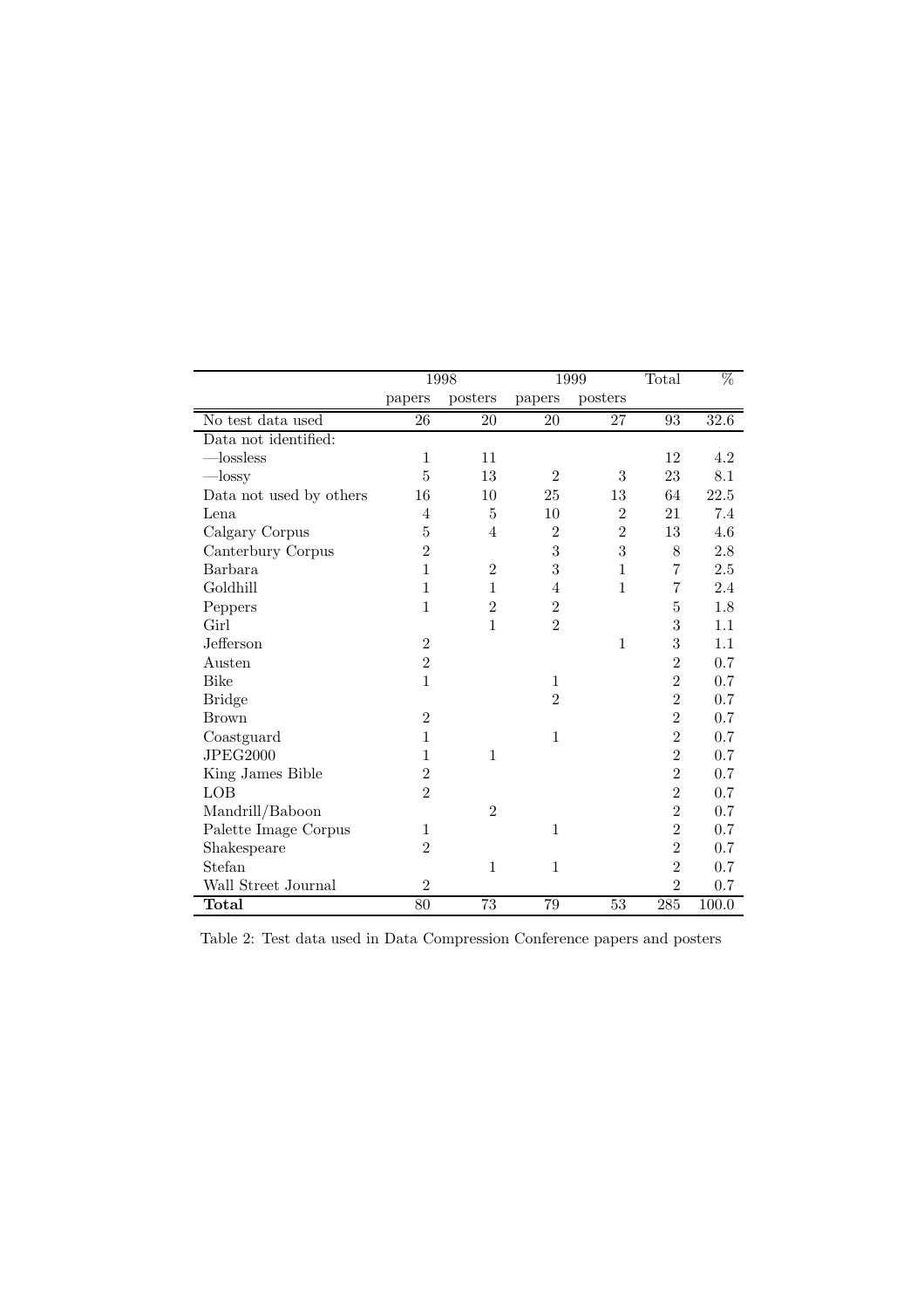| | 1998 | | 1999 | | Total | % |
|---|---|---|---|---|---|---|
| | papers | posters | papers | posters | | |
| No test data used | 26 | 20 | 20 | 27 | 93 | 32.6 |
| Data not identified: | | | | | | |
| —lossless | 1 | 11 | | | 12 | 4.2 |
| —lossy | 5 | 13 | 2 | 3 | 23 | 8.1 |
| Data not used by others | 16 | 10 | 25 | 13 | 64 | 22.5 |
| Lena | 4 | 5 | 10 | 2 | 21 | 7.4 |
| Calgary Corpus | 5 | 4 | 2 | 2 | 13 | 4.6 |
| Canterbury Corpus | 2 | | 3 | 3 | 8 | 2.8 |
| Barbara | 1 | 2 | 3 | 1 | 7 | 2.5 |
| Goldhill | 1 | 1 | 4 | 1 | 7 | 2.4 |
| Peppers | 1 | 2 | 2 | | 5 | 1.8 |
| Girl | | 1 | 2 | | 3 | 1.1 |
| Jefferson | 2 | | | 1 | 3 | 1.1 |
| Austen | 2 | | | | 2 | 0.7 |
| Bike | 1 | | 1 | | 2 | 0.7 |
| Bridge | | | 2 | | 2 | 0.7 |
| Brown | 2 | | | | 2 | 0.7 |
| Coastguard | 1 | | 1 | | 2 | 0.7 |
| JPEG2000 | 1 | 1 | | | 2 | 0.7 |
| King James Bible | 2 | | | | 2 | 0.7 |
| LOB | 2 | | | | 2 | 0.7 |
| Mandrill/Baboon | | 2 | | | 2 | 0.7 |
| Palette Image Corpus | 1 | | 1 | | 2 | 0.7 |
| Shakespeare | 2 | | | | 2 | 0.7 |
| Stefan | | 1 | 1 | | 2 | 0.7 |
| Wall Street Journal | 2 | | | | 2 | 0.7 |
| **Total** | 80 | 73 | 79 | 53 | 285 | 100.0 |

Table 2: Test data used in Data Compression Conference papers and posters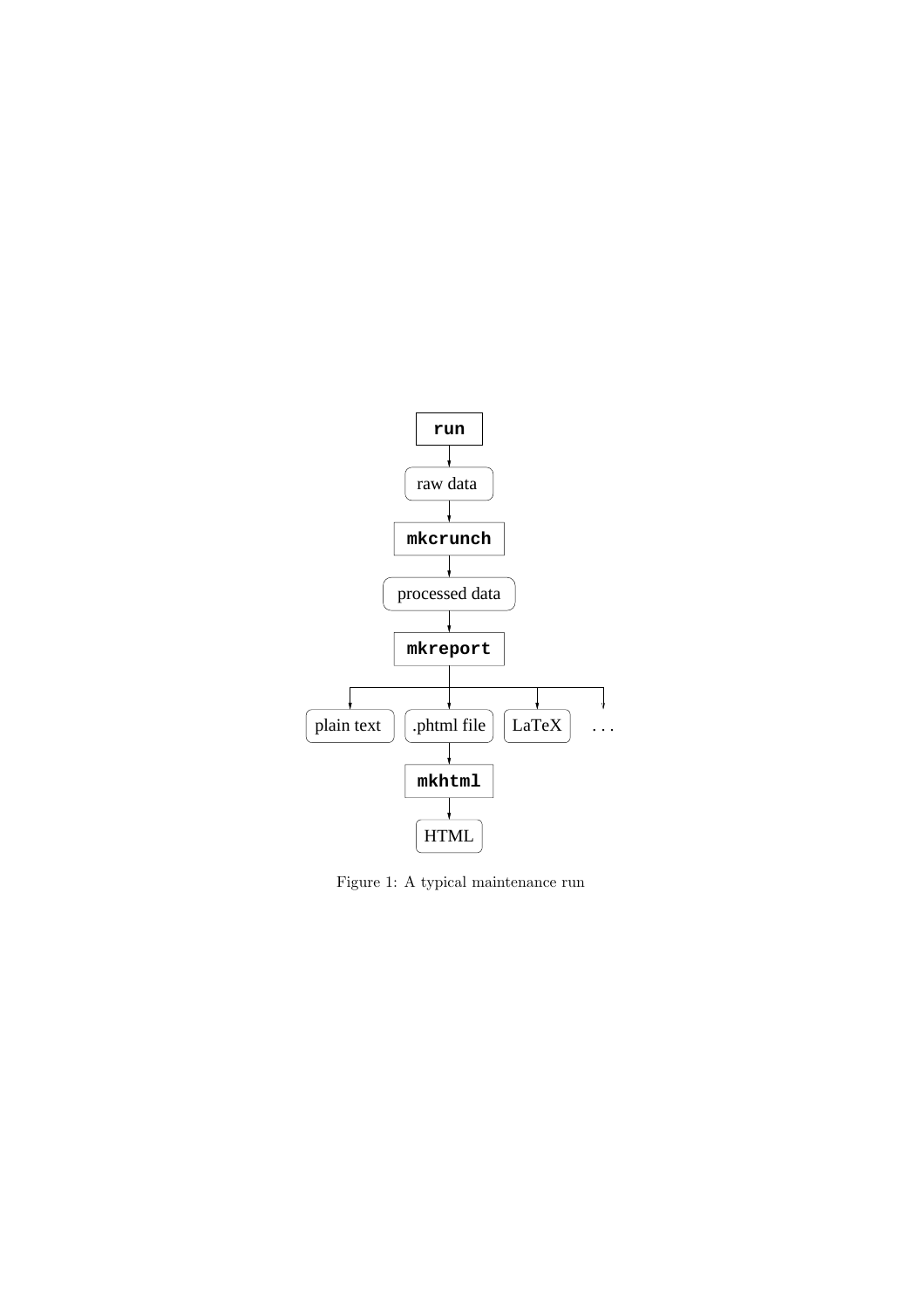```
                run
                 |
              raw data
                 |
              mkcrunch
                 |
           processed data
                 |
              mkreport
                 |
   +-------------+-------------+-----------+
   |             |             |           |
plain text   .phtml file     LaTeX        ...
                 |
               mkhtml
                 |
                HTML
```

Figure 1: A typical maintenance run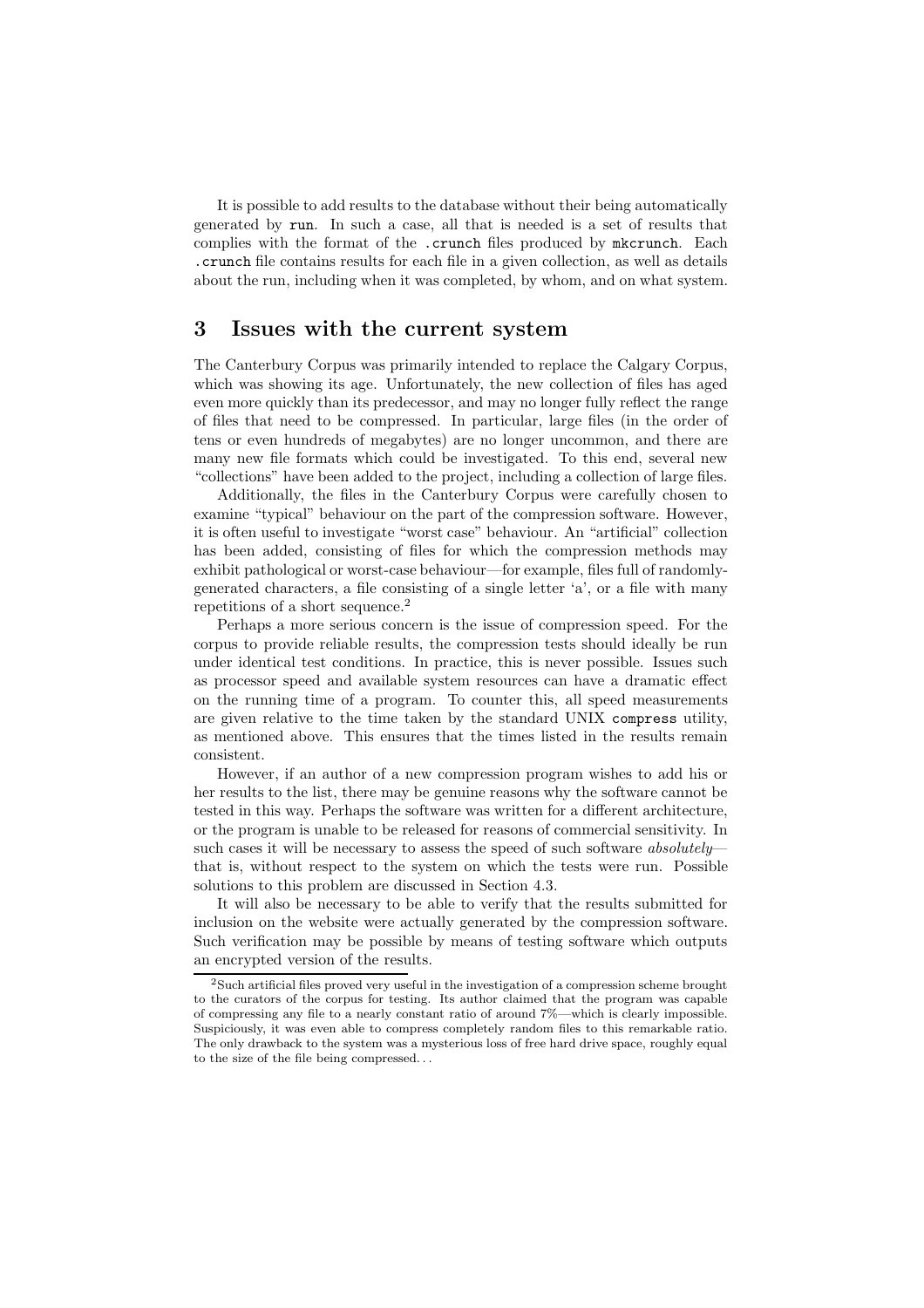It is possible to add results to the database without their being automatically generated by `run`. In such a case, all that is needed is a set of results that complies with the format of the `.crunch` files produced by `mkcrunch`. Each `.crunch` file contains results for each file in a given collection, as well as details about the run, including when it was completed, by whom, and on what system.

## 3 Issues with the current system

The Canterbury Corpus was primarily intended to replace the Calgary Corpus, which was showing its age. Unfortunately, the new collection of files has aged even more quickly than its predecessor, and may no longer fully reflect the range of files that need to be compressed. In particular, large files (in the order of tens or even hundreds of megabytes) are no longer uncommon, and there are many new file formats which could be investigated. To this end, several new "collections" have been added to the project, including a collection of large files.

Additionally, the files in the Canterbury Corpus were carefully chosen to examine "typical" behaviour on the part of the compression software. However, it is often useful to investigate "worst case" behaviour. An "artificial" collection has been added, consisting of files for which the compression methods may exhibit pathological or worst-case behaviour—for example, files full of randomly-generated characters, a file consisting of a single letter 'a', or a file with many repetitions of a short sequence.[2]

Perhaps a more serious concern is the issue of compression speed. For the corpus to provide reliable results, the compression tests should ideally be run under identical test conditions. In practice, this is never possible. Issues such as processor speed and available system resources can have a dramatic effect on the running time of a program. To counter this, all speed measurements are given relative to the time taken by the standard UNIX `compress` utility, as mentioned above. This ensures that the times listed in the results remain consistent.

However, if an author of a new compression program wishes to add his or her results to the list, there may be genuine reasons why the software cannot be tested in this way. Perhaps the software was written for a different architecture, or the program is unable to be released for reasons of commercial sensitivity. In such cases it will be necessary to assess the speed of such software *absolutely*—that is, without respect to the system on which the tests were run. Possible solutions to this problem are discussed in Section 4.3.

It will also be necessary to be able to verify that the results submitted for inclusion on the website were actually generated by the compression software. Such verification may be possible by means of testing software which outputs an encrypted version of the results.

---

[2]Such artificial files proved very useful in the investigation of a compression scheme brought to the curators of the corpus for testing. Its author claimed that the program was capable of compressing any file to a nearly constant ratio of around 7%—which is clearly impossible. Suspiciously, it was even able to compress completely random files to this remarkable ratio. The only drawback to the system was a mysterious loss of free hard drive space, roughly equal to the size of the file being compressed. . .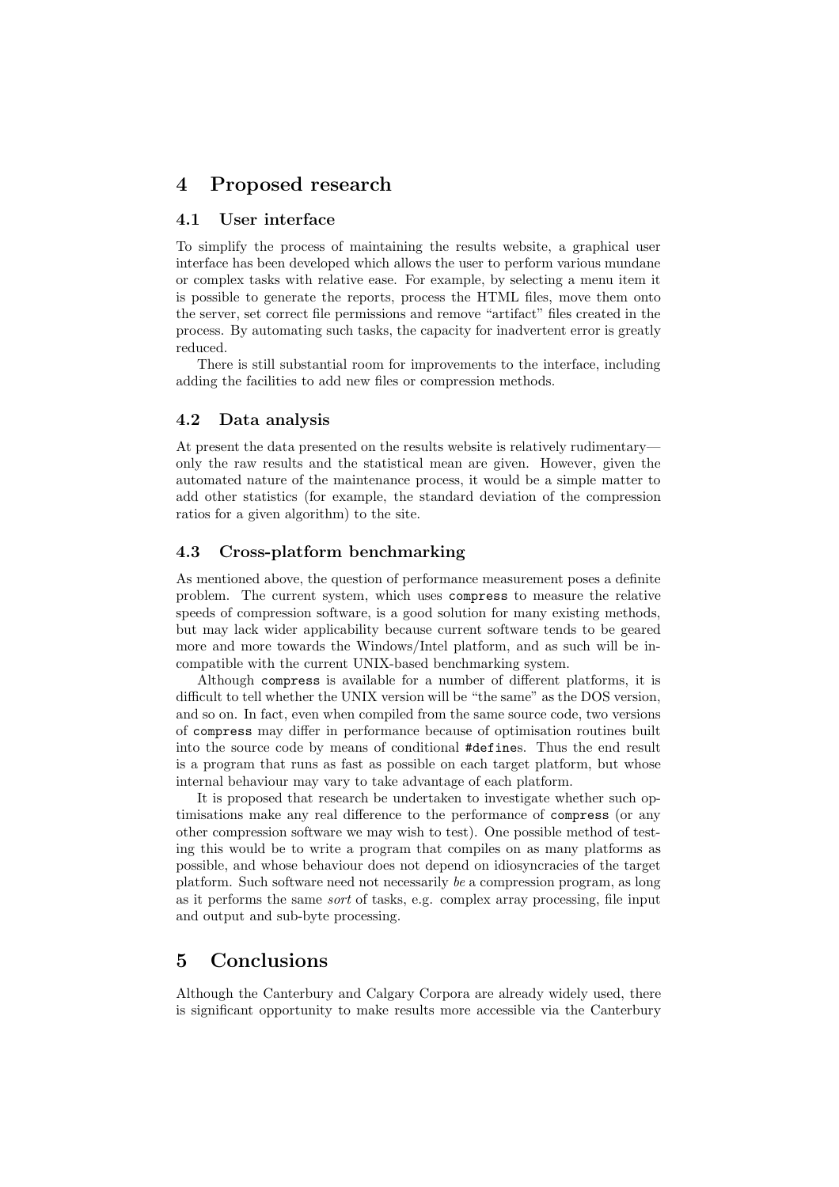# 4 Proposed research

## 4.1 User interface

To simplify the process of maintaining the results website, a graphical user interface has been developed which allows the user to perform various mundane or complex tasks with relative ease. For example, by selecting a menu item it is possible to generate the reports, process the HTML files, move them onto the server, set correct file permissions and remove "artifact" files created in the process. By automating such tasks, the capacity for inadvertent error is greatly reduced.

There is still substantial room for improvements to the interface, including adding the facilities to add new files or compression methods.

## 4.2 Data analysis

At present the data presented on the results website is relatively rudimentary—only the raw results and the statistical mean are given. However, given the automated nature of the maintenance process, it would be a simple matter to add other statistics (for example, the standard deviation of the compression ratios for a given algorithm) to the site.

## 4.3 Cross-platform benchmarking

As mentioned above, the question of performance measurement poses a definite problem. The current system, which uses `compress` to measure the relative speeds of compression software, is a good solution for many existing methods, but may lack wider applicability because current software tends to be geared more and more towards the Windows/Intel platform, and as such will be incompatible with the current UNIX-based benchmarking system.

Although `compress` is available for a number of different platforms, it is difficult to tell whether the UNIX version will be "the same" as the DOS version, and so on. In fact, even when compiled from the same source code, two versions of `compress` may differ in performance because of optimisation routines built into the source code by means of conditional `#define`s. Thus the end result is a program that runs as fast as possible on each target platform, but whose internal behaviour may vary to take advantage of each platform.

It is proposed that research be undertaken to investigate whether such optimisations make any real difference to the performance of `compress` (or any other compression software we may wish to test). One possible method of testing this would be to write a program that compiles on as many platforms as possible, and whose behaviour does not depend on idiosyncracies of the target platform. Such software need not necessarily *be* a compression program, as long as it performs the same *sort* of tasks, e.g. complex array processing, file input and output and sub-byte processing.

# 5 Conclusions

Although the Canterbury and Calgary Corpora are already widely used, there is significant opportunity to make results more accessible via the Canterbury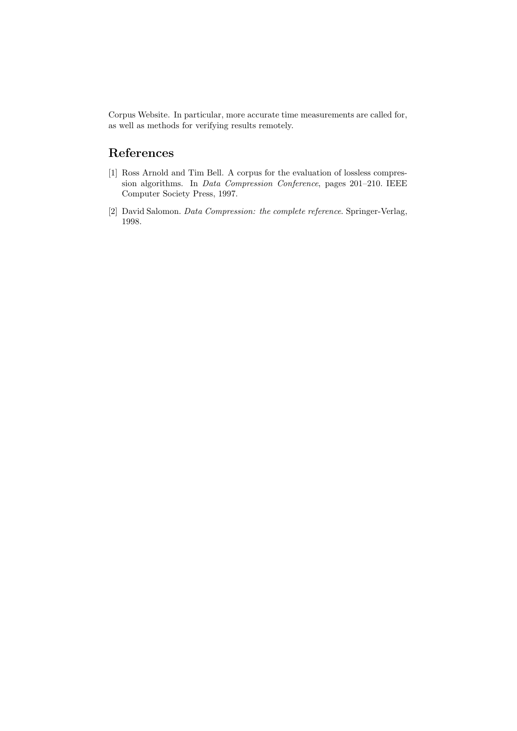Corpus Website. In particular, more accurate time measurements are called for, as well as methods for verifying results remotely.

## References

[1] Ross Arnold and Tim Bell. A corpus for the evaluation of lossless compression algorithms. In *Data Compression Conference*, pages 201–210. IEEE Computer Society Press, 1997.

[2] David Salomon. *Data Compression: the complete reference*. Springer-Verlag, 1998.